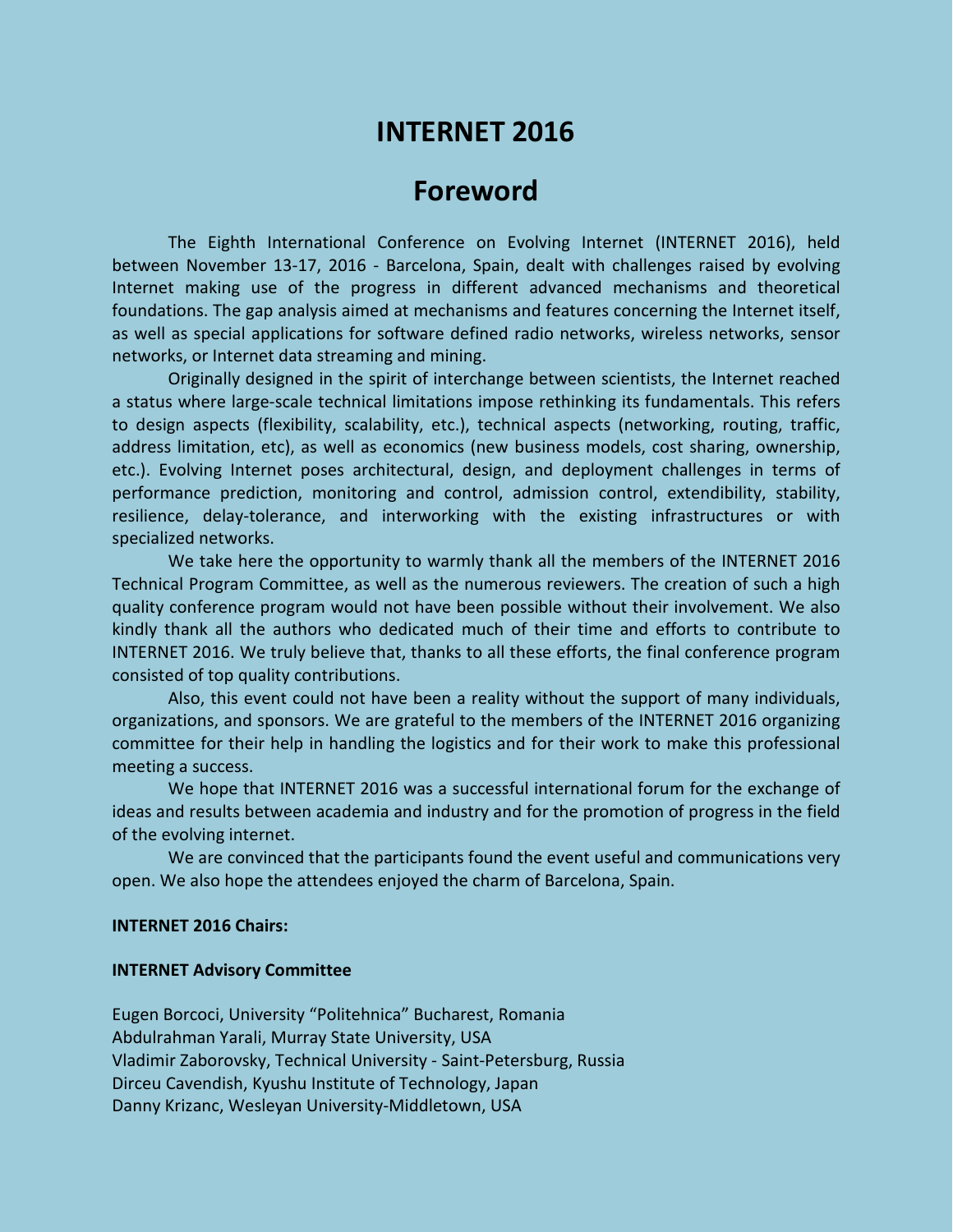# INTERNET 2016

## Foreword

The Eighth International Conference on Evolving Internet (INTERNET 2016), held between November 13-17, 2016 - Barcelona, Spain, dealt with challenges raised by evolving Internet making use of the progress in different advanced mechanisms and theoretical foundations. The gap analysis aimed at mechanisms and features concerning the Internet itself, as well as special applications for software defined radio networks, wireless networks, sensor networks, or Internet data streaming and mining.

Originally designed in the spirit of interchange between scientists, the Internet reached a status where large-scale technical limitations impose rethinking its fundamentals. This refers to design aspects (flexibility, scalability, etc.), technical aspects (networking, routing, traffic, address limitation, etc), as well as economics (new business models, cost sharing, ownership, etc.). Evolving Internet poses architectural, design, and deployment challenges in terms of performance prediction, monitoring and control, admission control, extendibility, stability, resilience, delay-tolerance, and interworking with the existing infrastructures or with specialized networks.

We take here the opportunity to warmly thank all the members of the INTERNET 2016 Technical Program Committee, as well as the numerous reviewers. The creation of such a high quality conference program would not have been possible without their involvement. We also kindly thank all the authors who dedicated much of their time and efforts to contribute to INTERNET 2016. We truly believe that, thanks to all these efforts, the final conference program consisted of top quality contributions.

Also, this event could not have been a reality without the support of many individuals, organizations, and sponsors. We are grateful to the members of the INTERNET 2016 organizing committee for their help in handling the logistics and for their work to make this professional meeting a success.

We hope that INTERNET 2016 was a successful international forum for the exchange of ideas and results between academia and industry and for the promotion of progress in the field of the evolving internet.

We are convinced that the participants found the event useful and communications very open. We also hope the attendees enjoyed the charm of Barcelona, Spain.

**INTERNET 2016 Chairs:**

**INTERNET Advisory Committee**

Eugen Borcoci, University "Politehnica" Bucharest, Romania
Abdulrahman Yarali, Murray State University, USA
Vladimir Zaborovsky, Technical University - Saint-Petersburg, Russia
Dirceu Cavendish, Kyushu Institute of Technology, Japan
Danny Krizanc, Wesleyan University-Middletown, USA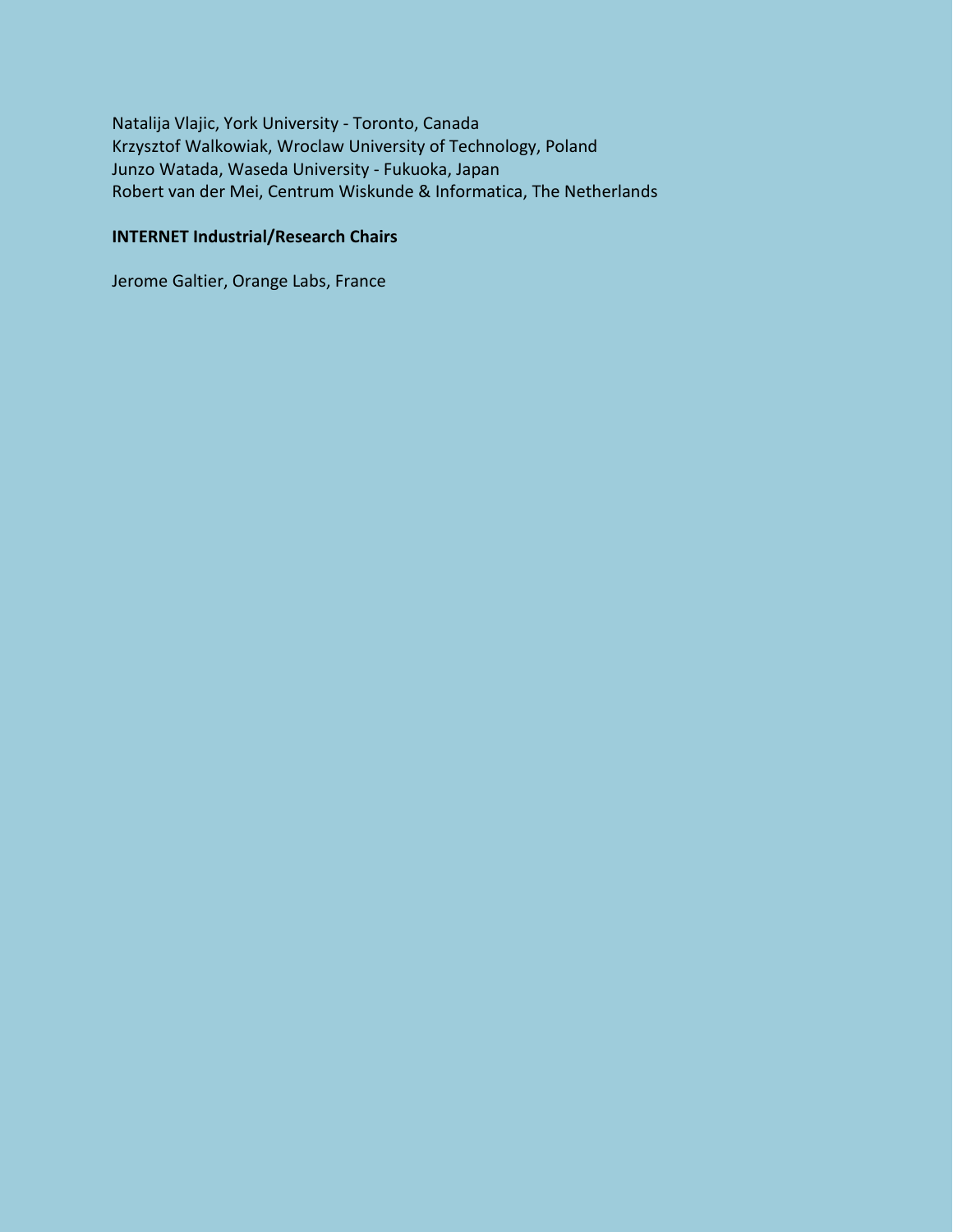Natalija Vlajic, York University - Toronto, Canada
Krzysztof Walkowiak, Wroclaw University of Technology, Poland
Junzo Watada, Waseda University - Fukuoka, Japan
Robert van der Mei, Centrum Wiskunde & Informatica, The Netherlands

**INTERNET Industrial/Research Chairs**

Jerome Galtier, Orange Labs, France